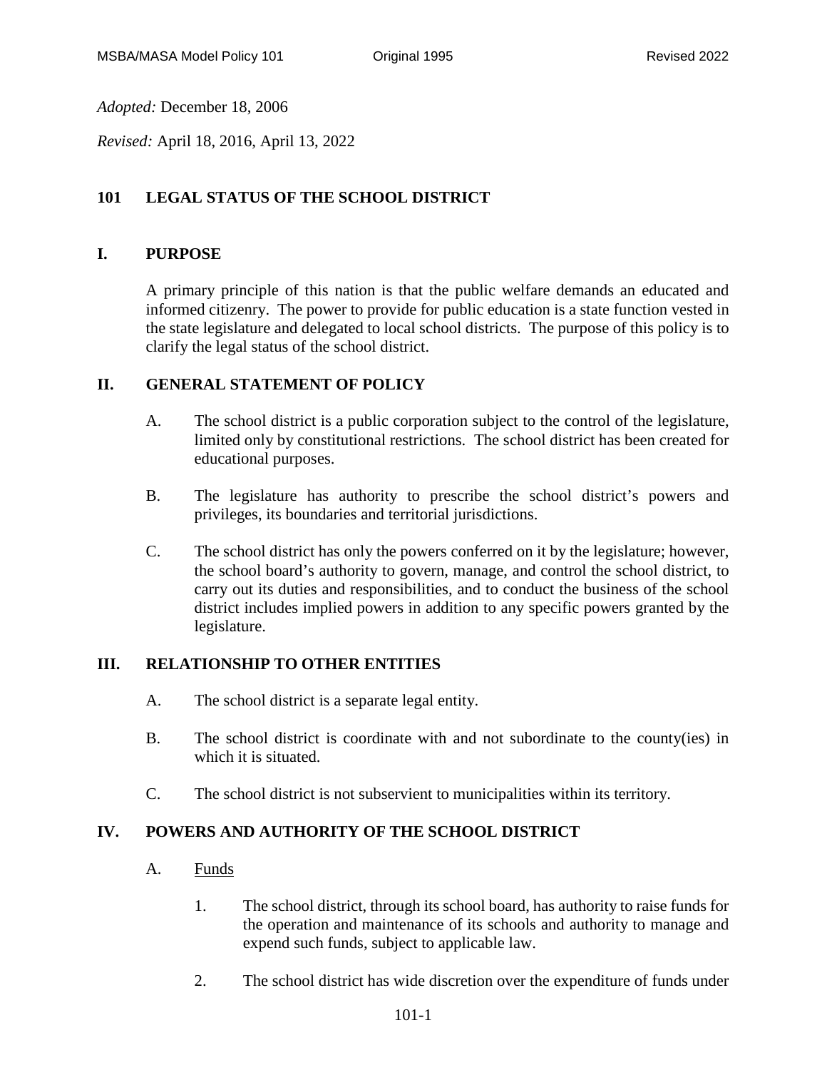*Adopted:* December 18, 2006

*Revised:* April 18, 2016, April 13, 2022

# 101 LEGAL STATUS OF THE SCHOOL DISTRICT

## I. PURPOSE

A primary principle of this nation is that the public welfare demands an educated and informed citizenry. The power to provide for public education is a state function vested in the state legislature and delegated to local school districts. The purpose of this policy is to clarify the legal status of the school district.

## II. GENERAL STATEMENT OF POLICY

A. The school district is a public corporation subject to the control of the legislature, limited only by constitutional restrictions. The school district has been created for educational purposes.

B. The legislature has authority to prescribe the school district's powers and privileges, its boundaries and territorial jurisdictions.

C. The school district has only the powers conferred on it by the legislature; however, the school board's authority to govern, manage, and control the school district, to carry out its duties and responsibilities, and to conduct the business of the school district includes implied powers in addition to any specific powers granted by the legislature.

## III. RELATIONSHIP TO OTHER ENTITIES

A. The school district is a separate legal entity.

B. The school district is coordinate with and not subordinate to the county(ies) in which it is situated.

C. The school district is not subservient to municipalities within its territory.

## IV. POWERS AND AUTHORITY OF THE SCHOOL DISTRICT

A. Funds

1. The school district, through its school board, has authority to raise funds for the operation and maintenance of its schools and authority to manage and expend such funds, subject to applicable law.

2. The school district has wide discretion over the expenditure of funds under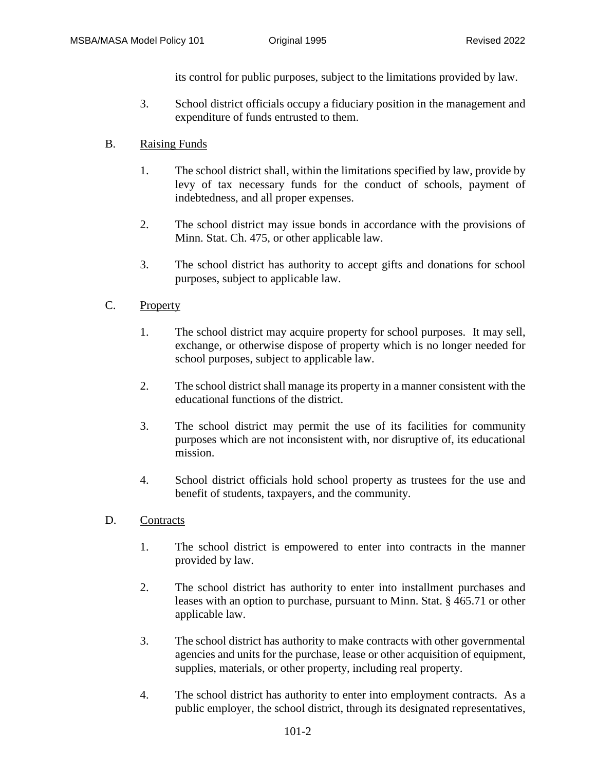its control for public purposes, subject to the limitations provided by law.

3. School district officials occupy a fiduciary position in the management and expenditure of funds entrusted to them.

B. <u>Raising Funds</u>

1. The school district shall, within the limitations specified by law, provide by levy of tax necessary funds for the conduct of schools, payment of indebtedness, and all proper expenses.

2. The school district may issue bonds in accordance with the provisions of Minn. Stat. Ch. 475, or other applicable law.

3. The school district has authority to accept gifts and donations for school purposes, subject to applicable law.

C. <u>Property</u>

1. The school district may acquire property for school purposes. It may sell, exchange, or otherwise dispose of property which is no longer needed for school purposes, subject to applicable law.

2. The school district shall manage its property in a manner consistent with the educational functions of the district.

3. The school district may permit the use of its facilities for community purposes which are not inconsistent with, nor disruptive of, its educational mission.

4. School district officials hold school property as trustees for the use and benefit of students, taxpayers, and the community.

D. <u>Contracts</u>

1. The school district is empowered to enter into contracts in the manner provided by law.

2. The school district has authority to enter into installment purchases and leases with an option to purchase, pursuant to Minn. Stat. § 465.71 or other applicable law.

3. The school district has authority to make contracts with other governmental agencies and units for the purchase, lease or other acquisition of equipment, supplies, materials, or other property, including real property.

4. The school district has authority to enter into employment contracts. As a public employer, the school district, through its designated representatives,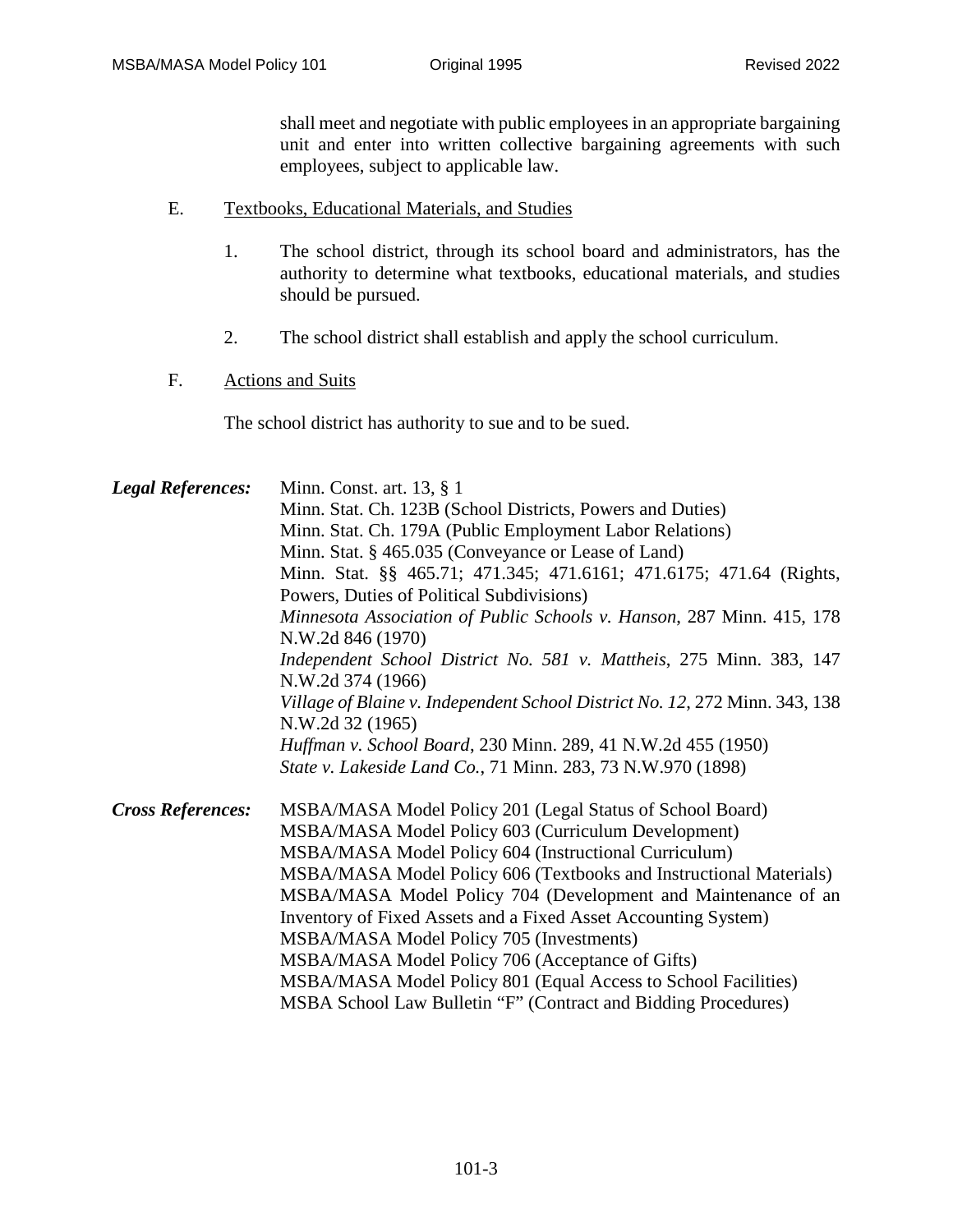shall meet and negotiate with public employees in an appropriate bargaining unit and enter into written collective bargaining agreements with such employees, subject to applicable law.

E. Textbooks, Educational Materials, and Studies

1. The school district, through its school board and administrators, has the authority to determine what textbooks, educational materials, and studies should be pursued.

2. The school district shall establish and apply the school curriculum.

F. Actions and Suits

The school district has authority to sue and to be sued.

***Legal References:***

Minn. Const. art. 13, § 1
Minn. Stat. Ch. 123B (School Districts, Powers and Duties)
Minn. Stat. Ch. 179A (Public Employment Labor Relations)
Minn. Stat. § 465.035 (Conveyance or Lease of Land)
Minn. Stat. §§ 465.71; 471.345; 471.6161; 471.6175; 471.64 (Rights, Powers, Duties of Political Subdivisions)
*Minnesota Association of Public Schools v. Hanson*, 287 Minn. 415, 178 N.W.2d 846 (1970)
*Independent School District No. 581 v. Mattheis*, 275 Minn. 383, 147 N.W.2d 374 (1966)
*Village of Blaine v. Independent School District No. 12*, 272 Minn. 343, 138 N.W.2d 32 (1965)
*Huffman v. School Board*, 230 Minn. 289, 41 N.W.2d 455 (1950)
*State v. Lakeside Land Co.*, 71 Minn. 283, 73 N.W.970 (1898)

***Cross References:***

MSBA/MASA Model Policy 201 (Legal Status of School Board)
MSBA/MASA Model Policy 603 (Curriculum Development)
MSBA/MASA Model Policy 604 (Instructional Curriculum)
MSBA/MASA Model Policy 606 (Textbooks and Instructional Materials)
MSBA/MASA Model Policy 704 (Development and Maintenance of an Inventory of Fixed Assets and a Fixed Asset Accounting System)
MSBA/MASA Model Policy 705 (Investments)
MSBA/MASA Model Policy 706 (Acceptance of Gifts)
MSBA/MASA Model Policy 801 (Equal Access to School Facilities)
MSBA School Law Bulletin "F" (Contract and Bidding Procedures)